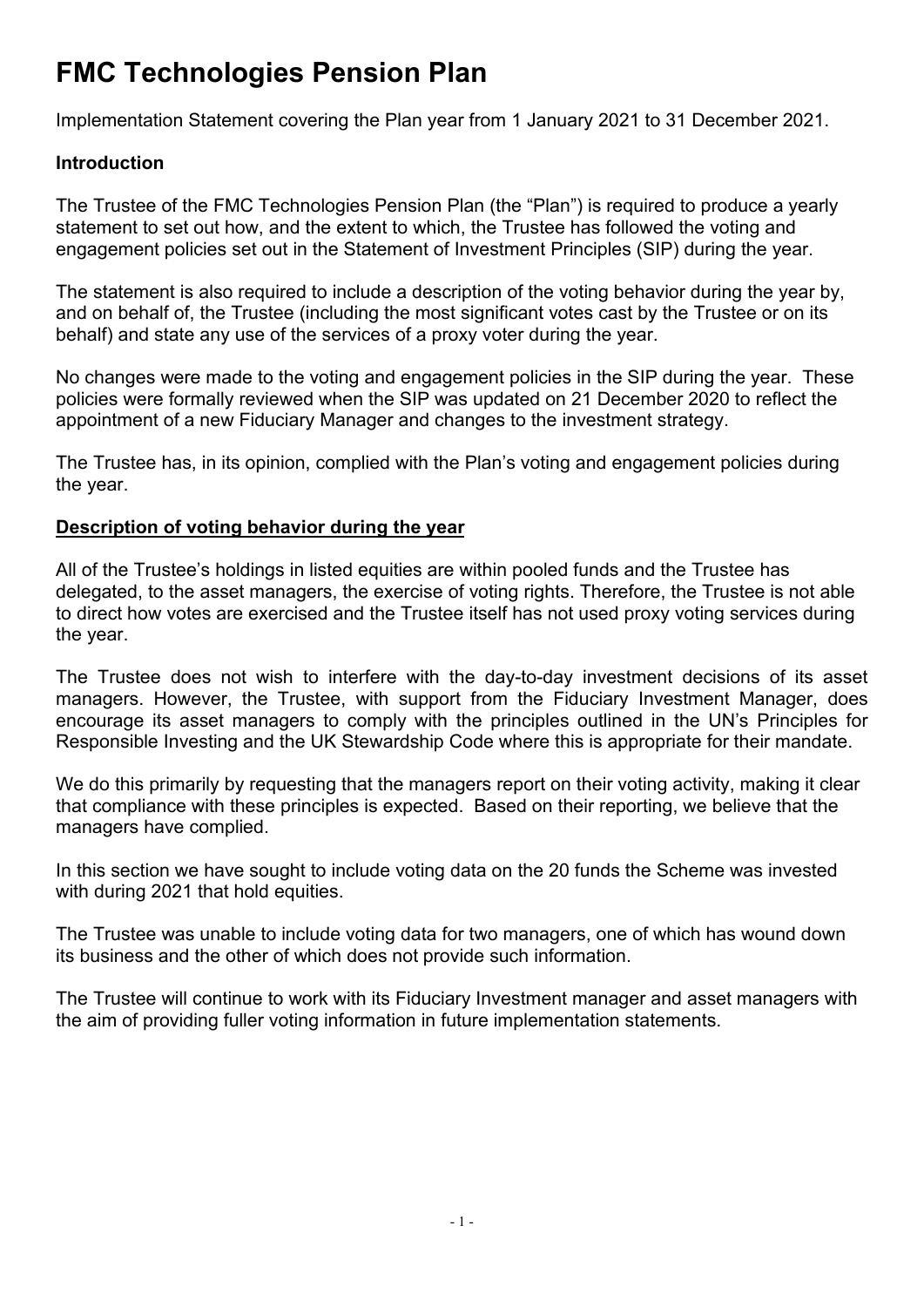# FMC Technologies Pension Plan

Implementation Statement covering the Plan year from 1 January 2021 to 31 December 2021.

**Introduction**

The Trustee of the FMC Technologies Pension Plan (the "Plan") is required to produce a yearly statement to set out how, and the extent to which, the Trustee has followed the voting and engagement policies set out in the Statement of Investment Principles (SIP) during the year.

The statement is also required to include a description of the voting behavior during the year by, and on behalf of, the Trustee (including the most significant votes cast by the Trustee or on its behalf) and state any use of the services of a proxy voter during the year.

No changes were made to the voting and engagement policies in the SIP during the year. These policies were formally reviewed when the SIP was updated on 21 December 2020 to reflect the appointment of a new Fiduciary Manager and changes to the investment strategy.

The Trustee has, in its opinion, complied with the Plan's voting and engagement policies during the year.

**Description of voting behavior during the year**

All of the Trustee's holdings in listed equities are within pooled funds and the Trustee has delegated, to the asset managers, the exercise of voting rights. Therefore, the Trustee is not able to direct how votes are exercised and the Trustee itself has not used proxy voting services during the year.

The Trustee does not wish to interfere with the day-to-day investment decisions of its asset managers. However, the Trustee, with support from the Fiduciary Investment Manager, does encourage its asset managers to comply with the principles outlined in the UN's Principles for Responsible Investing and the UK Stewardship Code where this is appropriate for their mandate.

We do this primarily by requesting that the managers report on their voting activity, making it clear that compliance with these principles is expected. Based on their reporting, we believe that the managers have complied.

In this section we have sought to include voting data on the 20 funds the Scheme was invested with during 2021 that hold equities.

The Trustee was unable to include voting data for two managers, one of which has wound down its business and the other of which does not provide such information.

The Trustee will continue to work with its Fiduciary Investment manager and asset managers with the aim of providing fuller voting information in future implementation statements.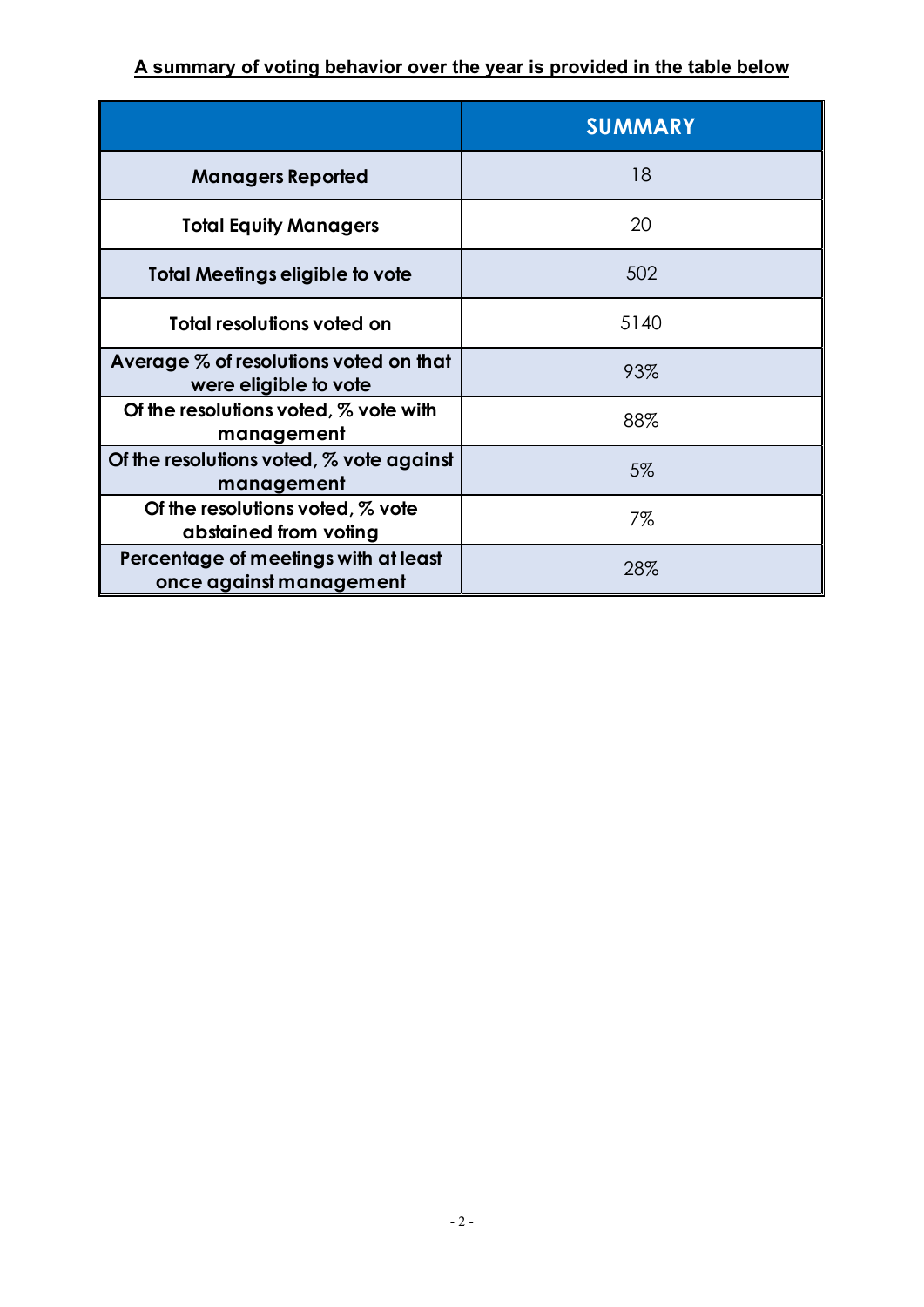**A summary of voting behavior over the year is provided in the table below**

| | SUMMARY |
|---|---|
| **Managers Reported** | 18 |
| **Total Equity Managers** | 20 |
| **Total Meetings eligible to vote** | 502 |
| **Total resolutions voted on** | 5140 |
| **Average % of resolutions voted on that were eligible to vote** | 93% |
| **Of the resolutions voted, % vote with management** | 88% |
| **Of the resolutions voted, % vote against management** | 5% |
| **Of the resolutions voted, % vote abstained from voting** | 7% |
| **Percentage of meetings with at least once against management** | 28% |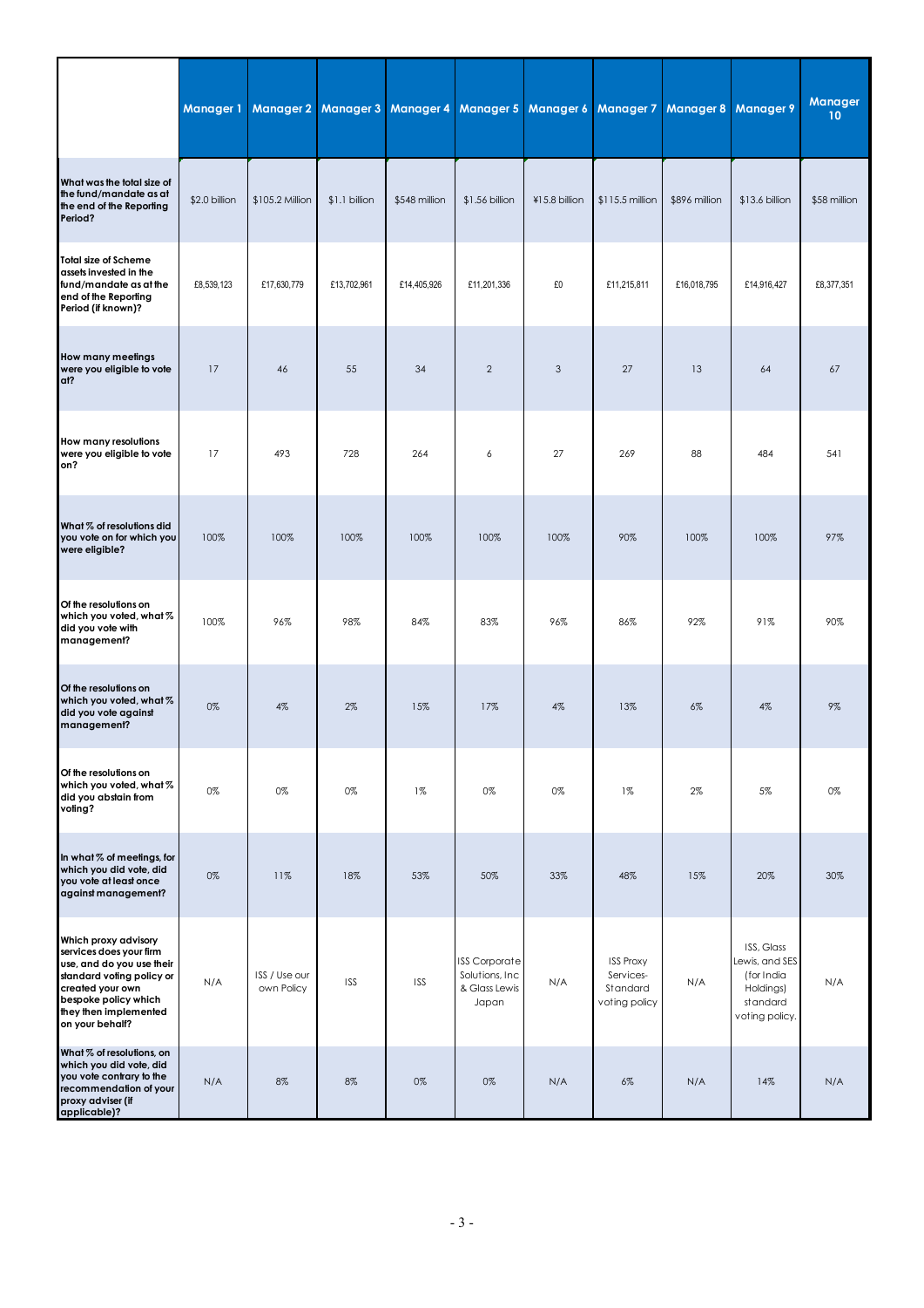| | Manager 1 | Manager 2 | Manager 3 | Manager 4 | Manager 5 | Manager 6 | Manager 7 | Manager 8 | Manager 9 | Manager 10 |
|---|---|---|---|---|---|---|---|---|---|---|
| **What was the total size of the fund/mandate as at the end of the Reporting Period?** | $2.0 billion | $105.2 Million | $1.1 billion | $548 million | $1.56 billion | ¥15.8 billion | $115.5 million | $896 million | $13.6 billion | $58 million |
| **Total size of Scheme assets invested in the fund/mandate as at the end of the Reporting Period (if known)?** | £8,539,123 | £17,630,779 | £13,702,961 | £14,405,926 | £11,201,336 | £0 | £11,215,811 | £16,018,795 | £14,916,427 | £8,377,351 |
| **How many meetings were you eligible to vote at?** | 17 | 46 | 55 | 34 | 2 | 3 | 27 | 13 | 64 | 67 |
| **How many resolutions were you eligible to vote on?** | 17 | 493 | 728 | 264 | 6 | 27 | 269 | 88 | 484 | 541 |
| **What % of resolutions did you vote on for which you were eligible?** | 100% | 100% | 100% | 100% | 100% | 100% | 90% | 100% | 100% | 97% |
| **Of the resolutions on which you voted, what % did you vote with management?** | 100% | 96% | 98% | 84% | 83% | 96% | 86% | 92% | 91% | 90% |
| **Of the resolutions on which you voted, what % did you vote against management?** | 0% | 4% | 2% | 15% | 17% | 4% | 13% | 6% | 4% | 9% |
| **Of the resolutions on which you voted, what % did you abstain from voting?** | 0% | 0% | 0% | 1% | 0% | 0% | 1% | 2% | 5% | 0% |
| **In what % of meetings, for which you did vote, did you vote at least once against management?** | 0% | 11% | 18% | 53% | 50% | 33% | 48% | 15% | 20% | 30% |
| **Which proxy advisory services does your firm use, and do you use their standard voting policy or created your own bespoke policy which they then implemented on your behalf?** | N/A | ISS / Use our own Policy | ISS | ISS | ISS Corporate Solutions, Inc & Glass Lewis Japan | N/A | ISS Proxy Services- Standard voting policy | N/A | ISS, Glass Lewis, and SES (for India Holdings) standard voting policy. | N/A |
| **What % of resolutions, on which you did vote, did you vote contrary to the recommendation of your proxy adviser (if applicable)?** | N/A | 8% | 8% | 0% | 0% | N/A | 6% | N/A | 14% | N/A |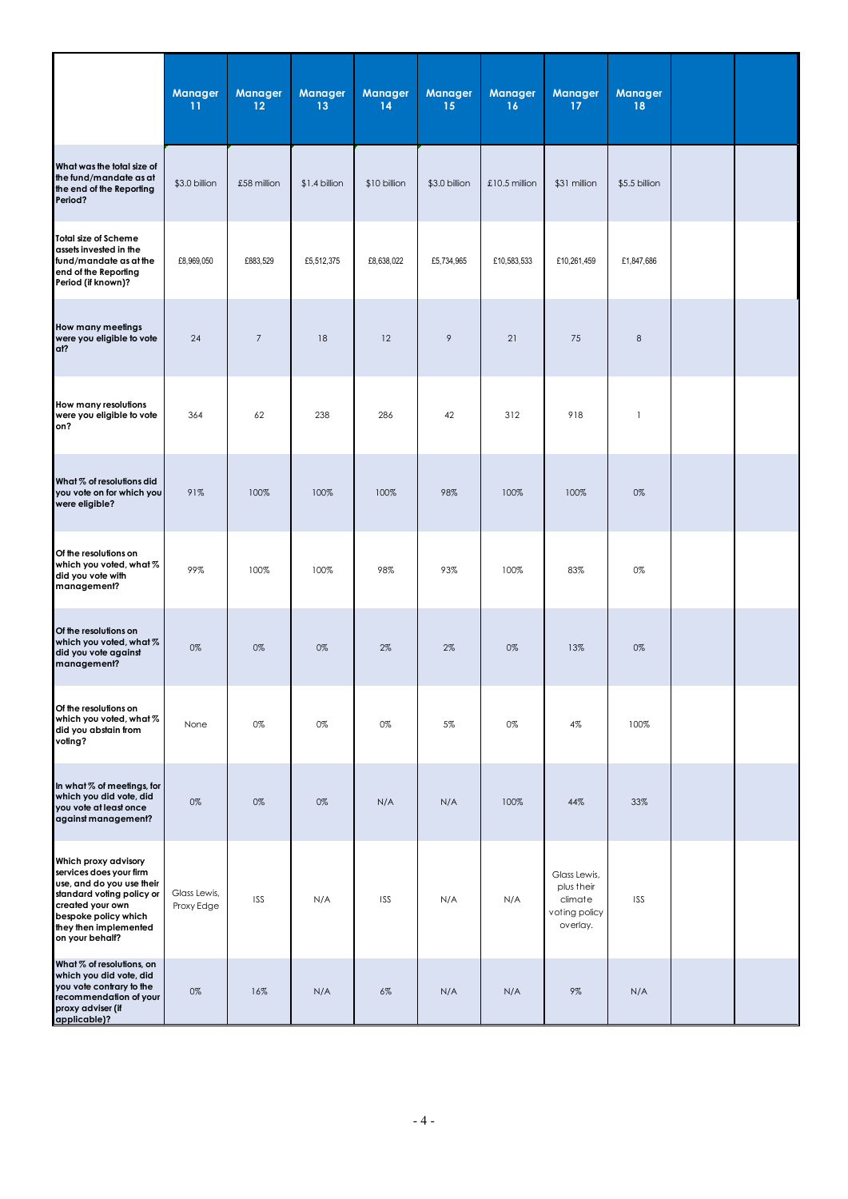| | Manager 11 | Manager 12 | Manager 13 | Manager 14 | Manager 15 | Manager 16 | Manager 17 | Manager 18 | | |
|---|---|---|---|---|---|---|---|---|---|---|
| What was the total size of the fund/mandate as at the end of the Reporting Period? | $3.0 billion | £58 million | $1.4 billion | $10 billion | $3.0 billion | £10.5 million | $31 million | $5.5 billion | | |
| Total size of Scheme assets invested in the fund/mandate as at the end of the Reporting Period (if known)? | £8,969,050 | £883,529 | £5,512,375 | £8,638,022 | £5,734,965 | £10,583,533 | £10,261,459 | £1,847,686 | | |
| How many meetings were you eligible to vote at? | 24 | 7 | 18 | 12 | 9 | 21 | 75 | 8 | | |
| How many resolutions were you eligible to vote on? | 364 | 62 | 238 | 286 | 42 | 312 | 918 | 1 | | |
| What % of resolutions did you vote on for which you were eligible? | 91% | 100% | 100% | 100% | 98% | 100% | 100% | 0% | | |
| Of the resolutions on which you voted, what % did you vote with management? | 99% | 100% | 100% | 98% | 93% | 100% | 83% | 0% | | |
| Of the resolutions on which you voted, what % did you vote against management? | 0% | 0% | 0% | 2% | 2% | 0% | 13% | 0% | | |
| Of the resolutions on which you voted, what % did you abstain from voting? | None | 0% | 0% | 0% | 5% | 0% | 4% | 100% | | |
| In what % of meetings, for which you did vote, did you vote at least once against management? | 0% | 0% | 0% | N/A | N/A | 100% | 44% | 33% | | |
| Which proxy advisory services does your firm use, and do you use their standard voting policy or created your own bespoke policy which they then implemented on your behalf? | Glass Lewis, Proxy Edge | ISS | N/A | ISS | N/A | N/A | Glass Lewis, plus their climate voting policy overlay. | ISS | | |
| What % of resolutions, on which you did vote, did you vote contrary to the recommendation of your proxy adviser (if applicable)? | 0% | 16% | N/A | 6% | N/A | N/A | 9% | N/A | | |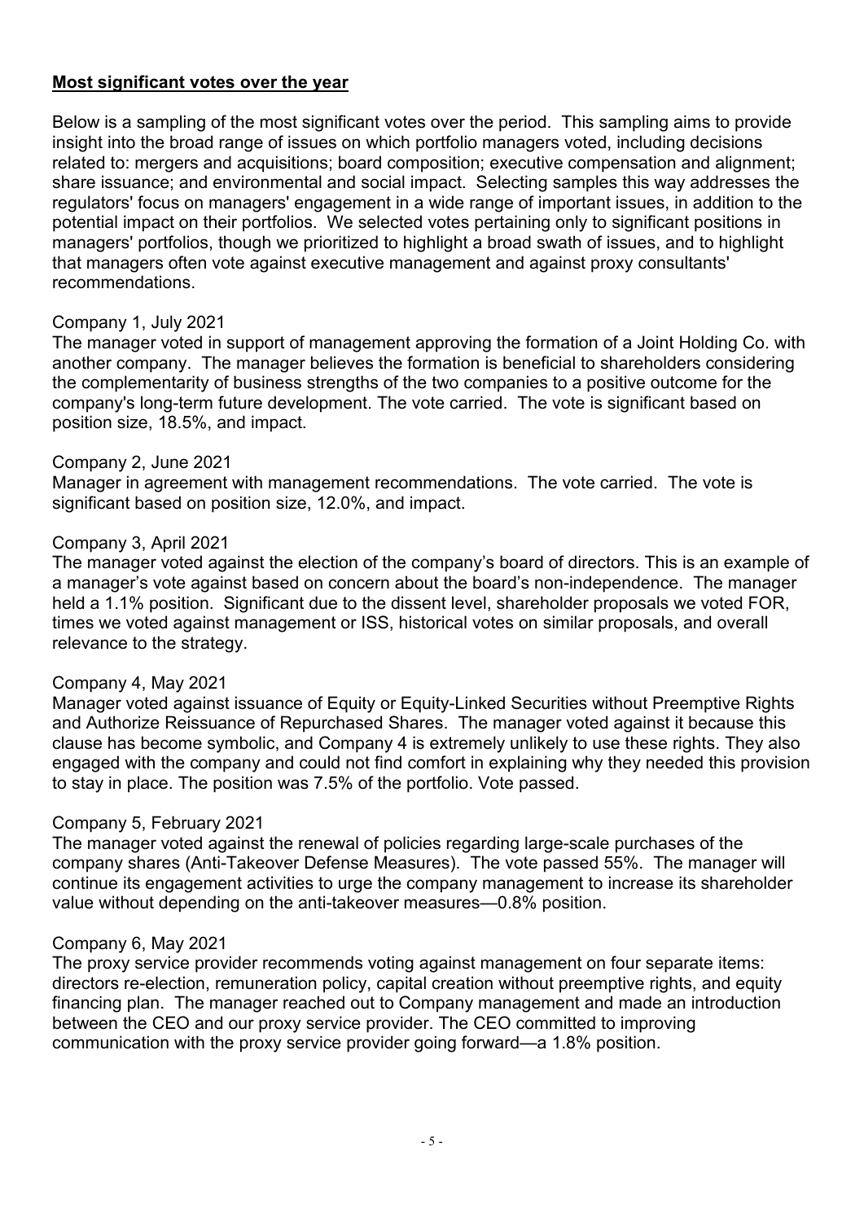**Most significant votes over the year**

Below is a sampling of the most significant votes over the period. This sampling aims to provide insight into the broad range of issues on which portfolio managers voted, including decisions related to: mergers and acquisitions; board composition; executive compensation and alignment; share issuance; and environmental and social impact. Selecting samples this way addresses the regulators' focus on managers' engagement in a wide range of important issues, in addition to the potential impact on their portfolios. We selected votes pertaining only to significant positions in managers' portfolios, though we prioritized to highlight a broad swath of issues, and to highlight that managers often vote against executive management and against proxy consultants' recommendations.

Company 1, July 2021
The manager voted in support of management approving the formation of a Joint Holding Co. with another company. The manager believes the formation is beneficial to shareholders considering the complementarity of business strengths of the two companies to a positive outcome for the company's long-term future development. The vote carried. The vote is significant based on position size, 18.5%, and impact.

Company 2, June 2021
Manager in agreement with management recommendations. The vote carried. The vote is significant based on position size, 12.0%, and impact.

Company 3, April 2021
The manager voted against the election of the company's board of directors. This is an example of a manager's vote against based on concern about the board's non-independence. The manager held a 1.1% position. Significant due to the dissent level, shareholder proposals we voted FOR, times we voted against management or ISS, historical votes on similar proposals, and overall relevance to the strategy.

Company 4, May 2021
Manager voted against issuance of Equity or Equity-Linked Securities without Preemptive Rights and Authorize Reissuance of Repurchased Shares. The manager voted against it because this clause has become symbolic, and Company 4 is extremely unlikely to use these rights. They also engaged with the company and could not find comfort in explaining why they needed this provision to stay in place. The position was 7.5% of the portfolio. Vote passed.

Company 5, February 2021
The manager voted against the renewal of policies regarding large-scale purchases of the company shares (Anti-Takeover Defense Measures). The vote passed 55%. The manager will continue its engagement activities to urge the company management to increase its shareholder value without depending on the anti-takeover measures—0.8% position.

Company 6, May 2021
The proxy service provider recommends voting against management on four separate items: directors re-election, remuneration policy, capital creation without preemptive rights, and equity financing plan. The manager reached out to Company management and made an introduction between the CEO and our proxy service provider. The CEO committed to improving communication with the proxy service provider going forward—a 1.8% position.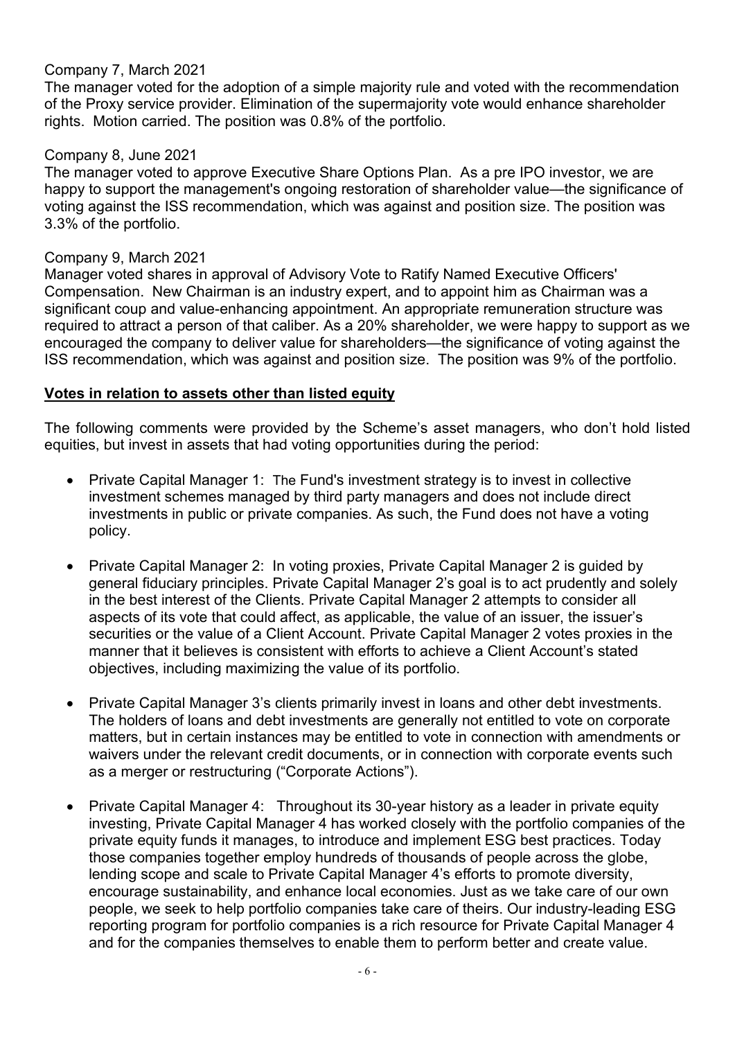Company 7, March 2021

The manager voted for the adoption of a simple majority rule and voted with the recommendation of the Proxy service provider. Elimination of the supermajority vote would enhance shareholder rights. Motion carried. The position was 0.8% of the portfolio.

Company 8, June 2021

The manager voted to approve Executive Share Options Plan. As a pre IPO investor, we are happy to support the management's ongoing restoration of shareholder value—the significance of voting against the ISS recommendation, which was against and position size. The position was 3.3% of the portfolio.

Company 9, March 2021

Manager voted shares in approval of Advisory Vote to Ratify Named Executive Officers' Compensation. New Chairman is an industry expert, and to appoint him as Chairman was a significant coup and value-enhancing appointment. An appropriate remuneration structure was required to attract a person of that caliber. As a 20% shareholder, we were happy to support as we encouraged the company to deliver value for shareholders—the significance of voting against the ISS recommendation, which was against and position size. The position was 9% of the portfolio.

**Votes in relation to assets other than listed equity**

The following comments were provided by the Scheme's asset managers, who don't hold listed equities, but invest in assets that had voting opportunities during the period:

- Private Capital Manager 1: The Fund's investment strategy is to invest in collective investment schemes managed by third party managers and does not include direct investments in public or private companies. As such, the Fund does not have a voting policy.
- Private Capital Manager 2: In voting proxies, Private Capital Manager 2 is guided by general fiduciary principles. Private Capital Manager 2's goal is to act prudently and solely in the best interest of the Clients. Private Capital Manager 2 attempts to consider all aspects of its vote that could affect, as applicable, the value of an issuer, the issuer's securities or the value of a Client Account. Private Capital Manager 2 votes proxies in the manner that it believes is consistent with efforts to achieve a Client Account's stated objectives, including maximizing the value of its portfolio.
- Private Capital Manager 3's clients primarily invest in loans and other debt investments. The holders of loans and debt investments are generally not entitled to vote on corporate matters, but in certain instances may be entitled to vote in connection with amendments or waivers under the relevant credit documents, or in connection with corporate events such as a merger or restructuring ("Corporate Actions").
- Private Capital Manager 4: Throughout its 30-year history as a leader in private equity investing, Private Capital Manager 4 has worked closely with the portfolio companies of the private equity funds it manages, to introduce and implement ESG best practices. Today those companies together employ hundreds of thousands of people across the globe, lending scope and scale to Private Capital Manager 4's efforts to promote diversity, encourage sustainability, and enhance local economies. Just as we take care of our own people, we seek to help portfolio companies take care of theirs. Our industry-leading ESG reporting program for portfolio companies is a rich resource for Private Capital Manager 4 and for the companies themselves to enable them to perform better and create value.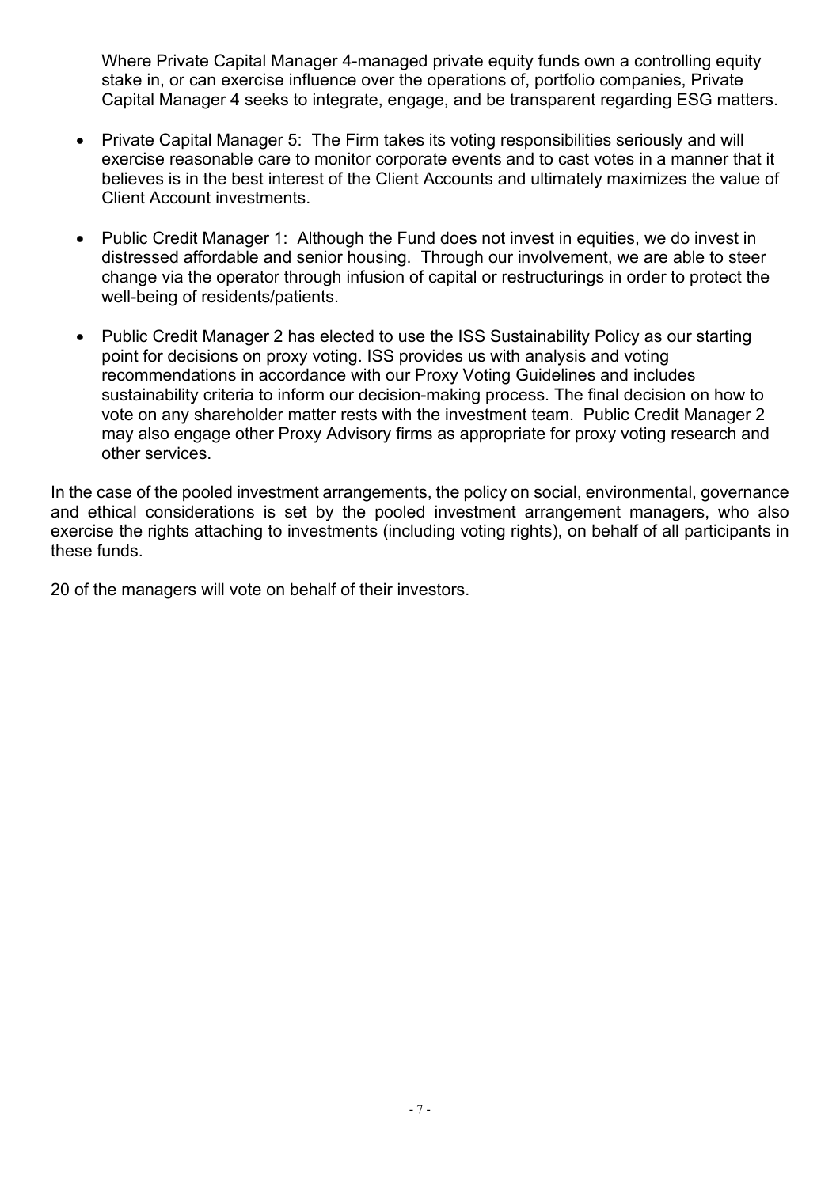Where Private Capital Manager 4-managed private equity funds own a controlling equity stake in, or can exercise influence over the operations of, portfolio companies, Private Capital Manager 4 seeks to integrate, engage, and be transparent regarding ESG matters.

- Private Capital Manager 5: The Firm takes its voting responsibilities seriously and will exercise reasonable care to monitor corporate events and to cast votes in a manner that it believes is in the best interest of the Client Accounts and ultimately maximizes the value of Client Account investments.
- Public Credit Manager 1: Although the Fund does not invest in equities, we do invest in distressed affordable and senior housing. Through our involvement, we are able to steer change via the operator through infusion of capital or restructurings in order to protect the well-being of residents/patients.
- Public Credit Manager 2 has elected to use the ISS Sustainability Policy as our starting point for decisions on proxy voting. ISS provides us with analysis and voting recommendations in accordance with our Proxy Voting Guidelines and includes sustainability criteria to inform our decision-making process. The final decision on how to vote on any shareholder matter rests with the investment team. Public Credit Manager 2 may also engage other Proxy Advisory firms as appropriate for proxy voting research and other services.

In the case of the pooled investment arrangements, the policy on social, environmental, governance and ethical considerations is set by the pooled investment arrangement managers, who also exercise the rights attaching to investments (including voting rights), on behalf of all participants in these funds.

20 of the managers will vote on behalf of their investors.